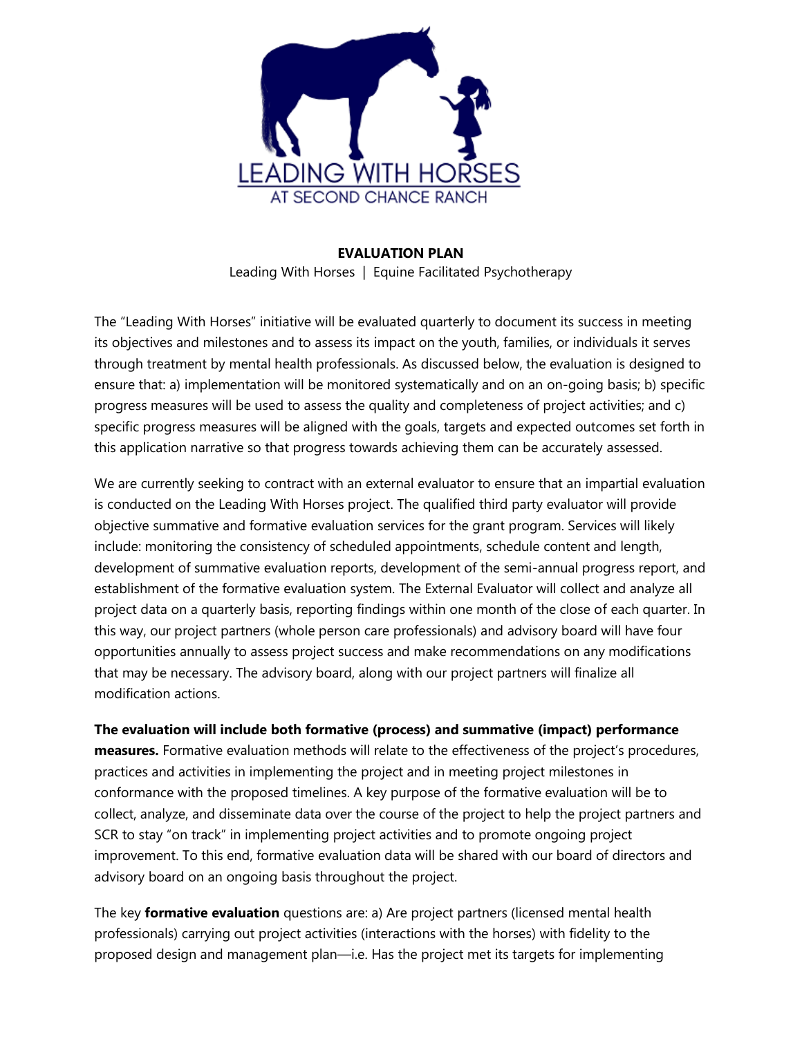LEADING WITH HORSES
AT SECOND CHANCE RANCH

**EVALUATION PLAN**

Leading With Horses | Equine Facilitated Psychotherapy

The "Leading With Horses" initiative will be evaluated quarterly to document its success in meeting its objectives and milestones and to assess its impact on the youth, families, or individuals it serves through treatment by mental health professionals. As discussed below, the evaluation is designed to ensure that: a) implementation will be monitored systematically and on an on-going basis; b) specific progress measures will be used to assess the quality and completeness of project activities; and c) specific progress measures will be aligned with the goals, targets and expected outcomes set forth in this application narrative so that progress towards achieving them can be accurately assessed.

We are currently seeking to contract with an external evaluator to ensure that an impartial evaluation is conducted on the Leading With Horses project. The qualified third party evaluator will provide objective summative and formative evaluation services for the grant program. Services will likely include: monitoring the consistency of scheduled appointments, schedule content and length, development of summative evaluation reports, development of the semi-annual progress report, and establishment of the formative evaluation system. The External Evaluator will collect and analyze all project data on a quarterly basis, reporting findings within one month of the close of each quarter. In this way, our project partners (whole person care professionals) and advisory board will have four opportunities annually to assess project success and make recommendations on any modifications that may be necessary. The advisory board, along with our project partners will finalize all modification actions.

**The evaluation will include both formative (process) and summative (impact) performance measures.** Formative evaluation methods will relate to the effectiveness of the project's procedures, practices and activities in implementing the project and in meeting project milestones in conformance with the proposed timelines. A key purpose of the formative evaluation will be to collect, analyze, and disseminate data over the course of the project to help the project partners and SCR to stay "on track" in implementing project activities and to promote ongoing project improvement. To this end, formative evaluation data will be shared with our board of directors and advisory board on an ongoing basis throughout the project.

The key **formative evaluation** questions are: a) Are project partners (licensed mental health professionals) carrying out project activities (interactions with the horses) with fidelity to the proposed design and management plan—i.e. Has the project met its targets for implementing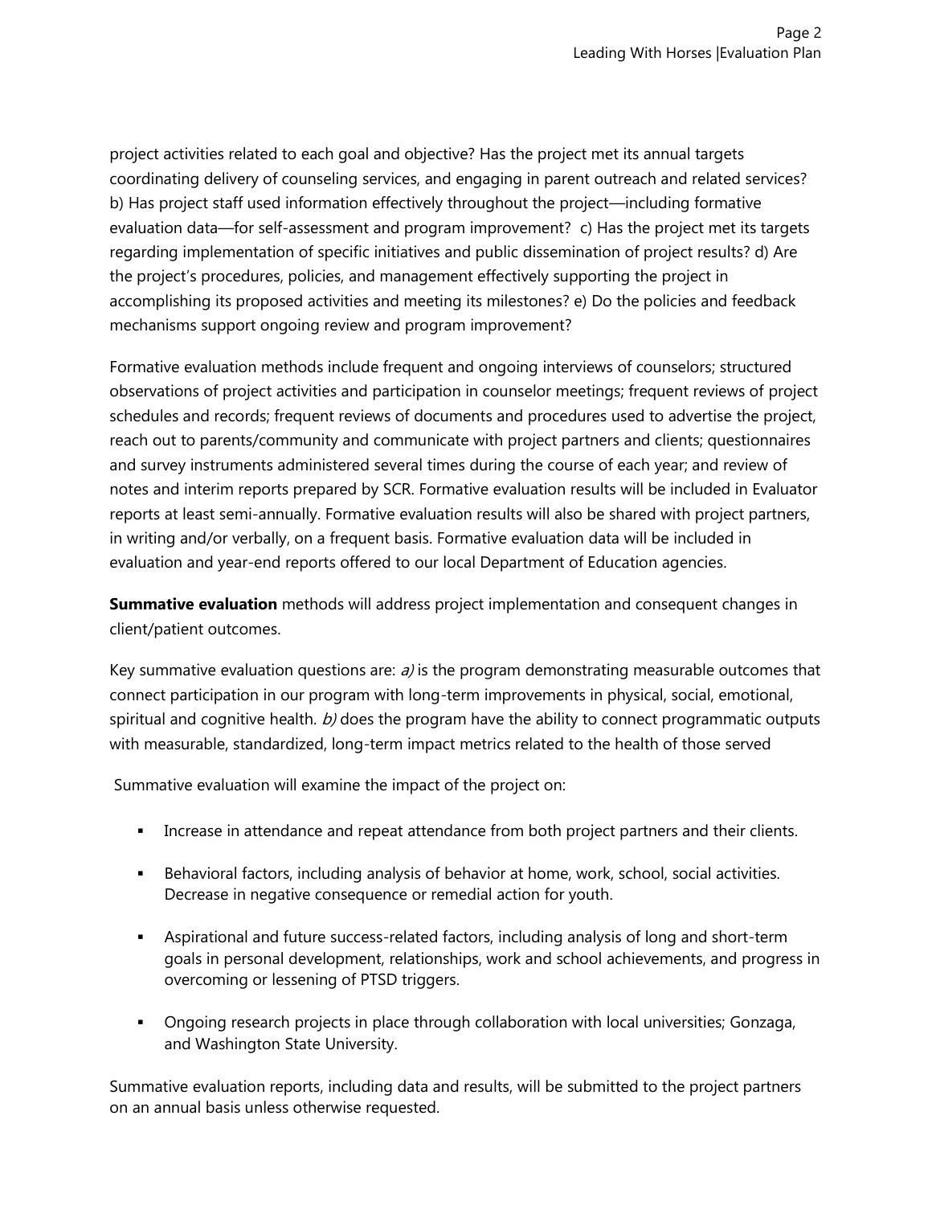project activities related to each goal and objective? Has the project met its annual targets coordinating delivery of counseling services, and engaging in parent outreach and related services? b) Has project staff used information effectively throughout the project—including formative evaluation data—for self-assessment and program improvement? c) Has the project met its targets regarding implementation of specific initiatives and public dissemination of project results? d) Are the project's procedures, policies, and management effectively supporting the project in accomplishing its proposed activities and meeting its milestones? e) Do the policies and feedback mechanisms support ongoing review and program improvement?

Formative evaluation methods include frequent and ongoing interviews of counselors; structured observations of project activities and participation in counselor meetings; frequent reviews of project schedules and records; frequent reviews of documents and procedures used to advertise the project, reach out to parents/community and communicate with project partners and clients; questionnaires and survey instruments administered several times during the course of each year; and review of notes and interim reports prepared by SCR. Formative evaluation results will be included in Evaluator reports at least semi-annually. Formative evaluation results will also be shared with project partners, in writing and/or verbally, on a frequent basis. Formative evaluation data will be included in evaluation and year-end reports offered to our local Department of Education agencies.

**Summative evaluation** methods will address project implementation and consequent changes in client/patient outcomes.

Key summative evaluation questions are: *a)* is the program demonstrating measurable outcomes that connect participation in our program with long-term improvements in physical, social, emotional, spiritual and cognitive health. *b)* does the program have the ability to connect programmatic outputs with measurable, standardized, long-term impact metrics related to the health of those served

Summative evaluation will examine the impact of the project on:

- Increase in attendance and repeat attendance from both project partners and their clients.
- Behavioral factors, including analysis of behavior at home, work, school, social activities. Decrease in negative consequence or remedial action for youth.
- Aspirational and future success-related factors, including analysis of long and short-term goals in personal development, relationships, work and school achievements, and progress in overcoming or lessening of PTSD triggers.
- Ongoing research projects in place through collaboration with local universities; Gonzaga, and Washington State University.

Summative evaluation reports, including data and results, will be submitted to the project partners on an annual basis unless otherwise requested.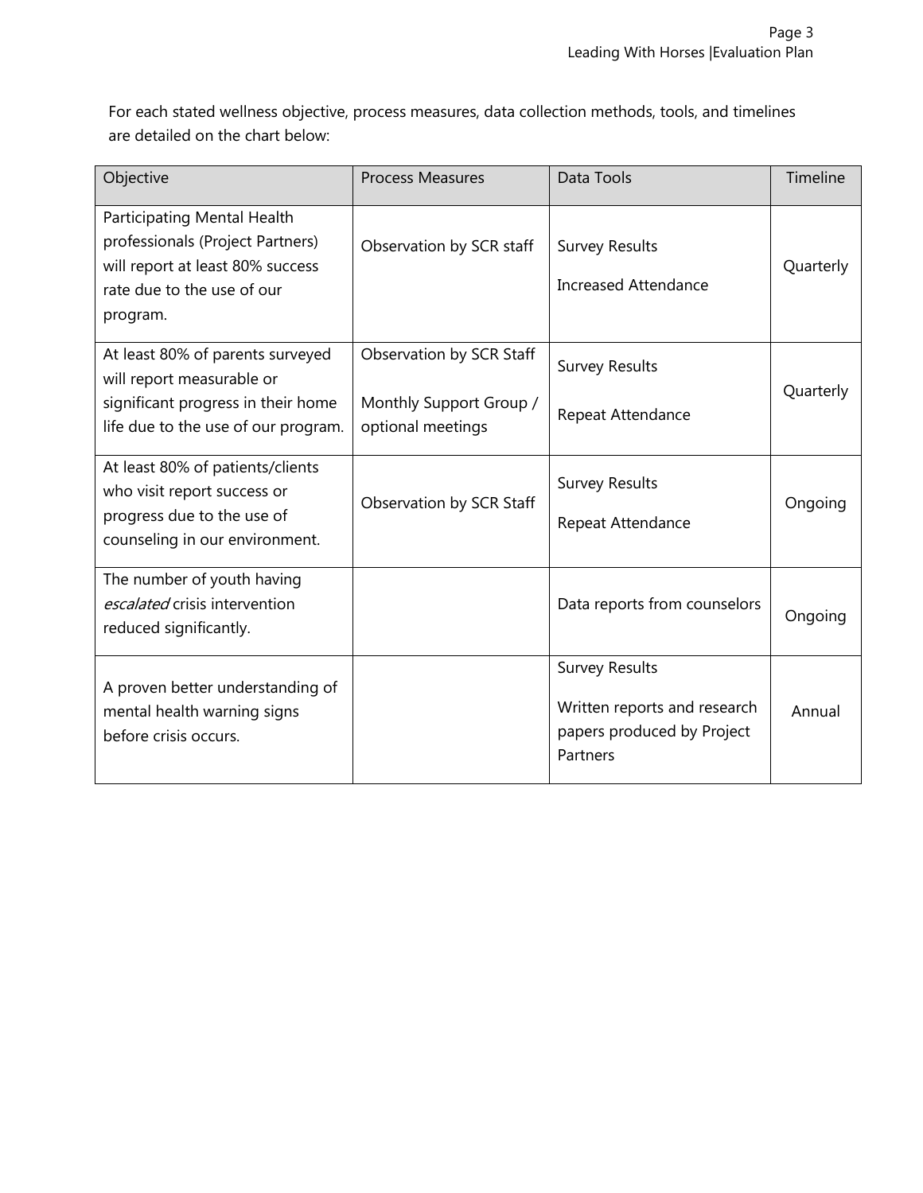For each stated wellness objective, process measures, data collection methods, tools, and timelines are detailed on the chart below:

| Objective | Process Measures | Data Tools | Timeline |
|---|---|---|---|
| Participating Mental Health professionals (Project Partners) will report at least 80% success rate due to the use of our program. | Observation by SCR staff | Survey Results<br>Increased Attendance | Quarterly |
| At least 80% of parents surveyed will report measurable or significant progress in their home life due to the use of our program. | Observation by SCR Staff<br>Monthly Support Group / optional meetings | Survey Results<br>Repeat Attendance | Quarterly |
| At least 80% of patients/clients who visit report success or progress due to the use of counseling in our environment. | Observation by SCR Staff | Survey Results<br>Repeat Attendance | Ongoing |
| The number of youth having *escalated* crisis intervention reduced significantly. | | Data reports from counselors | Ongoing |
| A proven better understanding of mental health warning signs before crisis occurs. | | Survey Results<br>Written reports and research papers produced by Project Partners | Annual |